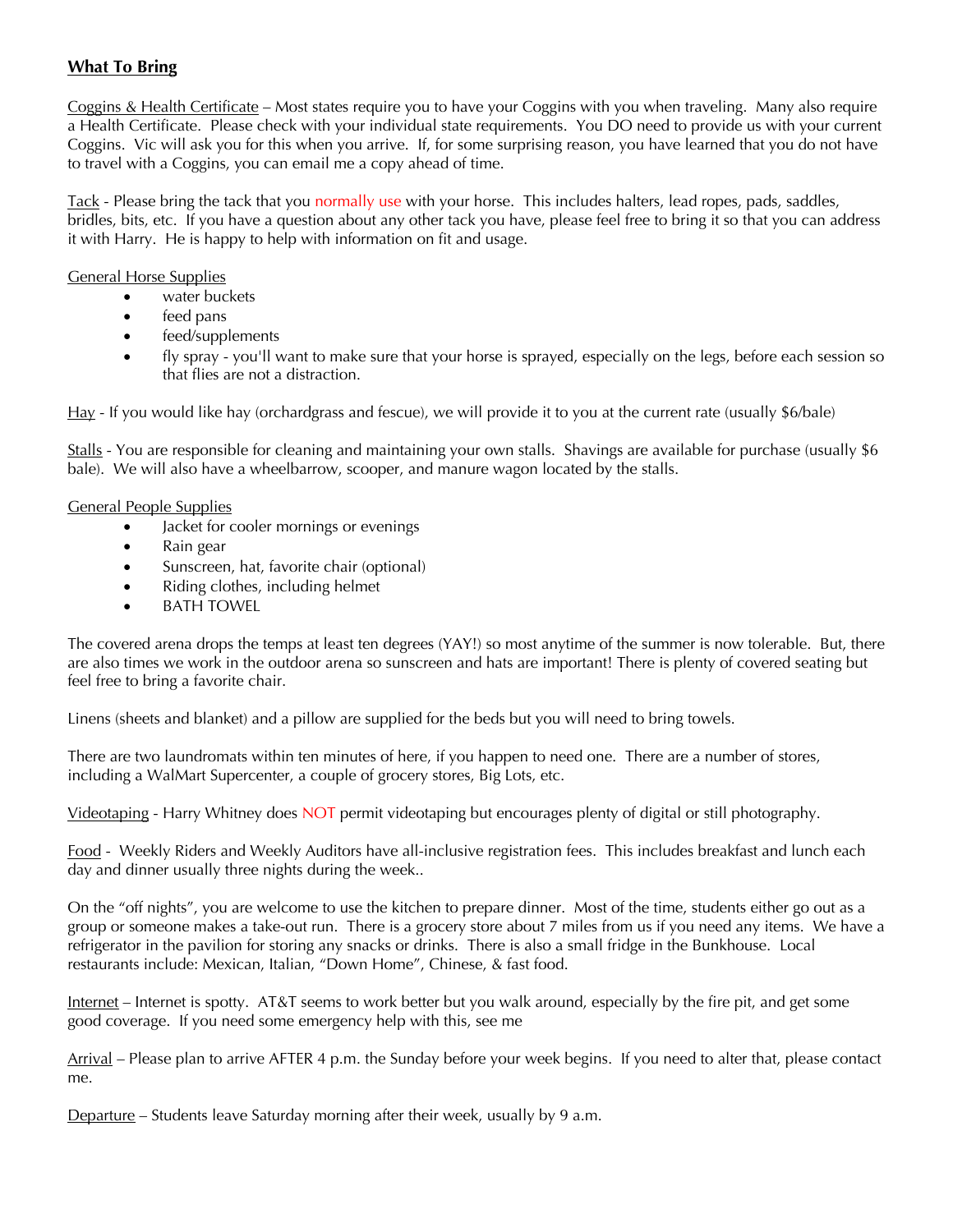## **What To Bring**

Coggins & Health Certificate – Most states require you to have your Coggins with you when traveling. Many also require a Health Certificate. Please check with your individual state requirements. You DO need to provide us with your current Coggins. Vic will ask you for this when you arrive. If, for some surprising reason, you have learned that you do not have to travel with a Coggins, you can email me a copy ahead of time.

Tack - Please bring the tack that you normally use with your horse. This includes halters, lead ropes, pads, saddles, bridles, bits, etc. If you have a question about any other tack you have, please feel free to bring it so that you can address it with Harry. He is happy to help with information on fit and usage.

General Horse Supplies

- water buckets
- feed pans
- feed/supplements
- fly spray - you'll want to make sure that your horse is sprayed, especially on the legs, before each session so that flies are not a distraction.

Hay - If you would like hay (orchardgrass and fescue), we will provide it to you at the current rate (usually $6/bale)

Stalls - You are responsible for cleaning and maintaining your own stalls. Shavings are available for purchase (usually $6 bale). We will also have a wheelbarrow, scooper, and manure wagon located by the stalls.

General People Supplies

- Jacket for cooler mornings or evenings
- Rain gear
- Sunscreen, hat, favorite chair (optional)
- Riding clothes, including helmet
- BATH TOWEL

The covered arena drops the temps at least ten degrees (YAY!) so most anytime of the summer is now tolerable. But, there are also times we work in the outdoor arena so sunscreen and hats are important! There is plenty of covered seating but feel free to bring a favorite chair.

Linens (sheets and blanket) and a pillow are supplied for the beds but you will need to bring towels.

There are two laundromats within ten minutes of here, if you happen to need one. There are a number of stores, including a WalMart Supercenter, a couple of grocery stores, Big Lots, etc.

Videotaping - Harry Whitney does NOT permit videotaping but encourages plenty of digital or still photography.

Food - Weekly Riders and Weekly Auditors have all-inclusive registration fees. This includes breakfast and lunch each day and dinner usually three nights during the week..

On the "off nights", you are welcome to use the kitchen to prepare dinner. Most of the time, students either go out as a group or someone makes a take-out run. There is a grocery store about 7 miles from us if you need any items. We have a refrigerator in the pavilion for storing any snacks or drinks. There is also a small fridge in the Bunkhouse. Local restaurants include: Mexican, Italian, "Down Home", Chinese, & fast food.

Internet – Internet is spotty. AT&T seems to work better but you walk around, especially by the fire pit, and get some good coverage. If you need some emergency help with this, see me

Arrival – Please plan to arrive AFTER 4 p.m. the Sunday before your week begins. If you need to alter that, please contact me.

Departure – Students leave Saturday morning after their week, usually by 9 a.m.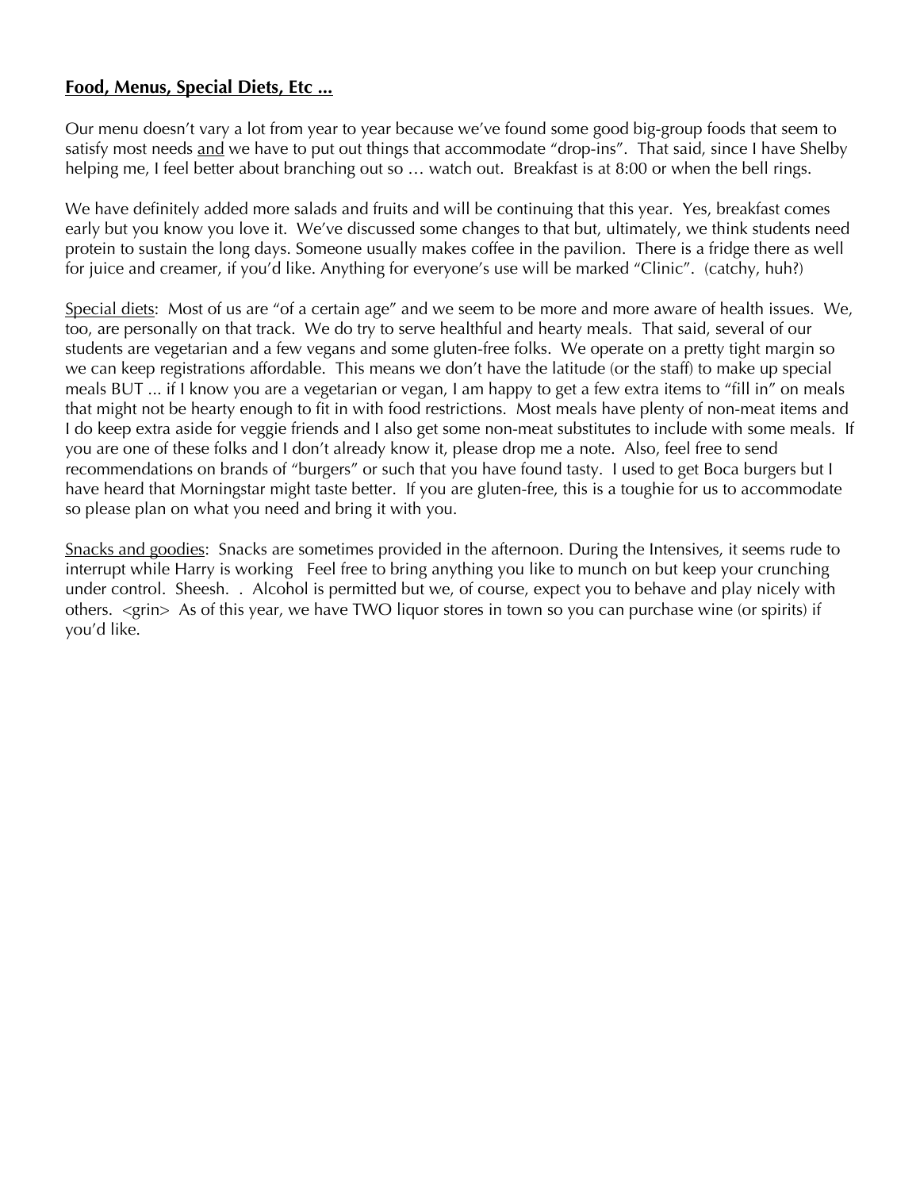**<u>Food, Menus, Special Diets, Etc ...</u>**

Our menu doesn't vary a lot from year to year because we've found some good big-group foods that seem to satisfy most needs <u>and</u> we have to put out things that accommodate "drop-ins". That said, since I have Shelby helping me, I feel better about branching out so … watch out. Breakfast is at 8:00 or when the bell rings.

We have definitely added more salads and fruits and will be continuing that this year. Yes, breakfast comes early but you know you love it. We've discussed some changes to that but, ultimately, we think students need protein to sustain the long days. Someone usually makes coffee in the pavilion. There is a fridge there as well for juice and creamer, if you'd like. Anything for everyone's use will be marked "Clinic". (catchy, huh?)

<u>Special diets</u>: Most of us are "of a certain age" and we seem to be more and more aware of health issues. We, too, are personally on that track. We do try to serve healthful and hearty meals. That said, several of our students are vegetarian and a few vegans and some gluten-free folks. We operate on a pretty tight margin so we can keep registrations affordable. This means we don't have the latitude (or the staff) to make up special meals BUT ... if I know you are a vegetarian or vegan, I am happy to get a few extra items to "fill in" on meals that might not be hearty enough to fit in with food restrictions. Most meals have plenty of non-meat items and I do keep extra aside for veggie friends and I also get some non-meat substitutes to include with some meals. If you are one of these folks and I don't already know it, please drop me a note. Also, feel free to send recommendations on brands of "burgers" or such that you have found tasty. I used to get Boca burgers but I have heard that Morningstar might taste better. If you are gluten-free, this is a toughie for us to accommodate so please plan on what you need and bring it with you.

<u>Snacks and goodies</u>: Snacks are sometimes provided in the afternoon. During the Intensives, it seems rude to interrupt while Harry is working Feel free to bring anything you like to munch on but keep your crunching under control. Sheesh. . Alcohol is permitted but we, of course, expect you to behave and play nicely with others. <grin> As of this year, we have TWO liquor stores in town so you can purchase wine (or spirits) if you'd like.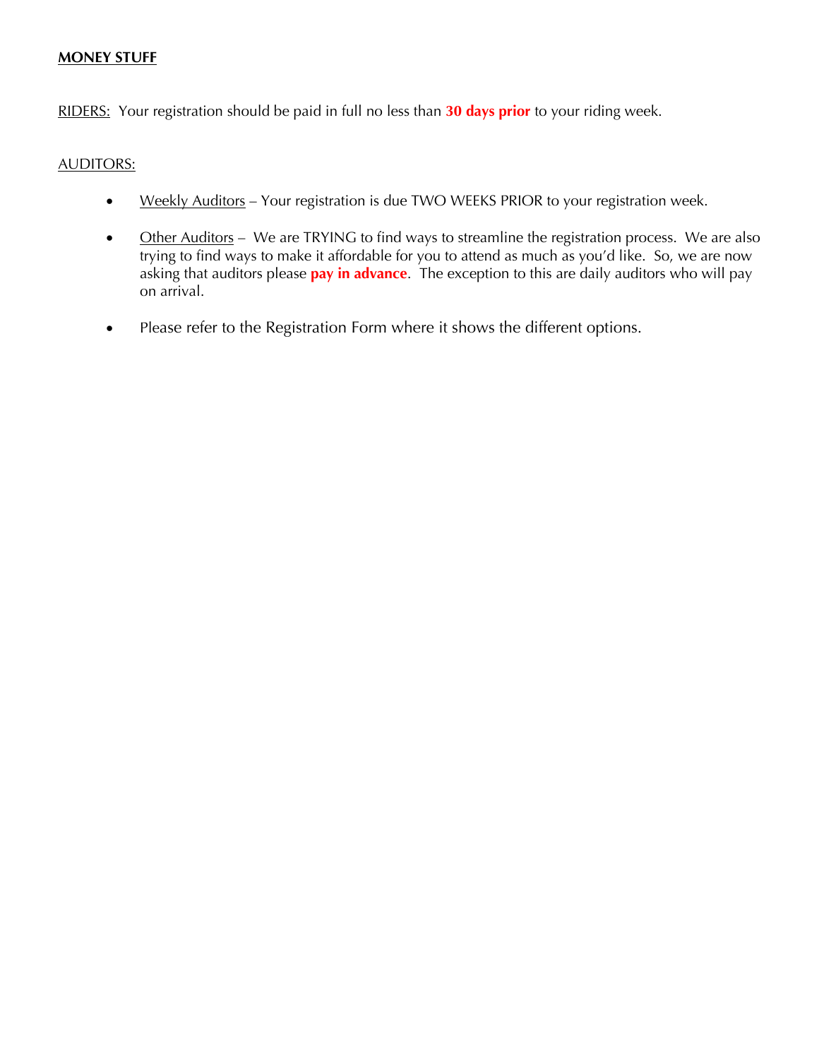**MONEY STUFF**

RIDERS: Your registration should be paid in full no less than **30 days prior** to your riding week.

AUDITORS:

- Weekly Auditors – Your registration is due TWO WEEKS PRIOR to your registration week.
- Other Auditors – We are TRYING to find ways to streamline the registration process. We are also trying to find ways to make it affordable for you to attend as much as you'd like. So, we are now asking that auditors please **pay in advance**. The exception to this are daily auditors who will pay on arrival.
- Please refer to the Registration Form where it shows the different options.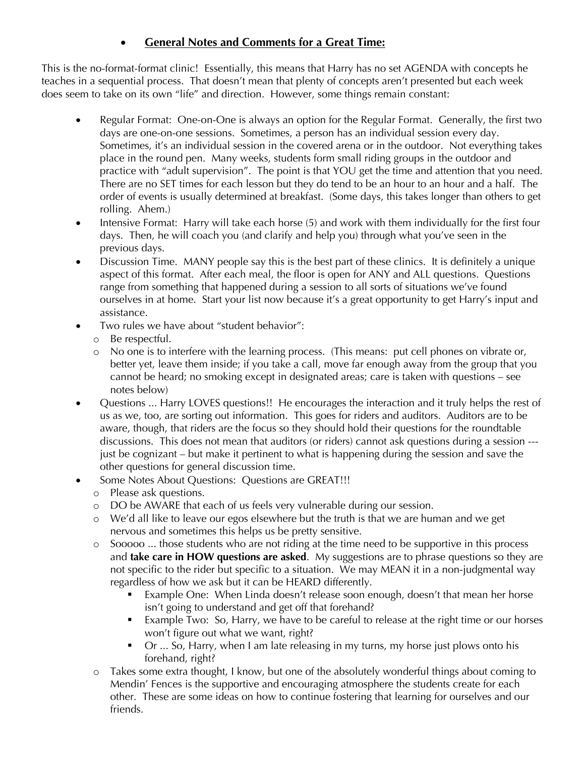- **General Notes and Comments for a Great Time:**

This is the no-format-format clinic! Essentially, this means that Harry has no set AGENDA with concepts he teaches in a sequential process. That doesn't mean that plenty of concepts aren't presented but each week does seem to take on its own "life" and direction. However, some things remain constant:

- Regular Format: One-on-One is always an option for the Regular Format. Generally, the first two days are one-on-one sessions. Sometimes, a person has an individual session every day. Sometimes, it's an individual session in the covered arena or in the outdoor. Not everything takes place in the round pen. Many weeks, students form small riding groups in the outdoor and practice with "adult supervision". The point is that YOU get the time and attention that you need. There are no SET times for each lesson but they do tend to be an hour to an hour and a half. The order of events is usually determined at breakfast. (Some days, this takes longer than others to get rolling. Ahem.)
- Intensive Format: Harry will take each horse (5) and work with them individually for the first four days. Then, he will coach you (and clarify and help you) through what you've seen in the previous days.
- Discussion Time. MANY people say this is the best part of these clinics. It is definitely a unique aspect of this format. After each meal, the floor is open for ANY and ALL questions. Questions range from something that happened during a session to all sorts of situations we've found ourselves in at home. Start your list now because it's a great opportunity to get Harry's input and assistance.
- Two rules we have about "student behavior":
  - Be respectful.
  - No one is to interfere with the learning process. (This means: put cell phones on vibrate or, better yet, leave them inside; if you take a call, move far enough away from the group that you cannot be heard; no smoking except in designated areas; care is taken with questions – see notes below)
- Questions ... Harry LOVES questions!! He encourages the interaction and it truly helps the rest of us as we, too, are sorting out information. This goes for riders and auditors. Auditors are to be aware, though, that riders are the focus so they should hold their questions for the roundtable discussions. This does not mean that auditors (or riders) cannot ask questions during a session --- just be cognizant – but make it pertinent to what is happening during the session and save the other questions for general discussion time.
- Some Notes About Questions: Questions are GREAT!!!
  - Please ask questions.
  - DO be AWARE that each of us feels very vulnerable during our session.
  - We'd all like to leave our egos elsewhere but the truth is that we are human and we get nervous and sometimes this helps us be pretty sensitive.
  - Sooooo ... those students who are not riding at the time need to be supportive in this process and **take care in HOW questions are asked**. My suggestions are to phrase questions so they are not specific to the rider but specific to a situation. We may MEAN it in a non-judgmental way regardless of how we ask but it can be HEARD differently.
    - Example One: When Linda doesn't release soon enough, doesn't that mean her horse isn't going to understand and get off that forehand?
    - Example Two: So, Harry, we have to be careful to release at the right time or our horses won't figure out what we want, right?
    - Or ... So, Harry, when I am late releasing in my turns, my horse just plows onto his forehand, right?
  - Takes some extra thought, I know, but one of the absolutely wonderful things about coming to Mendin' Fences is the supportive and encouraging atmosphere the students create for each other. These are some ideas on how to continue fostering that learning for ourselves and our friends.